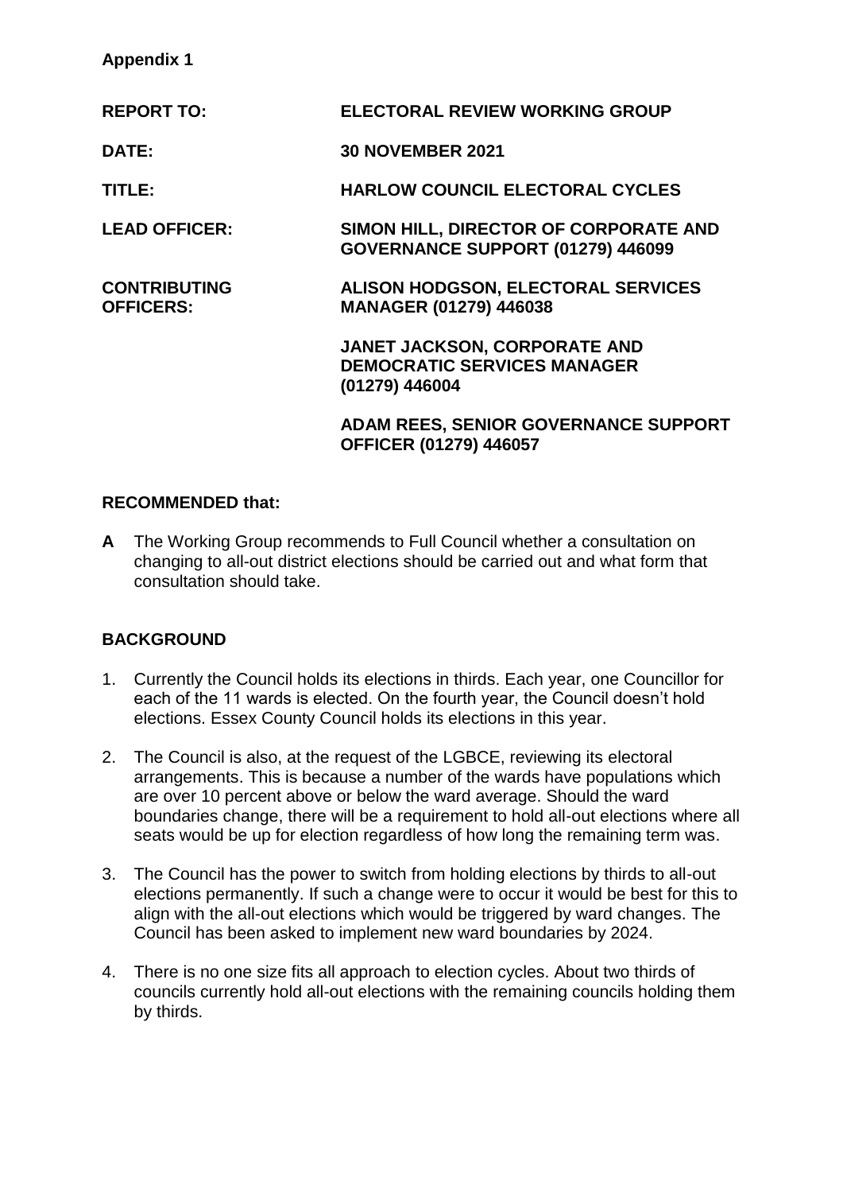**Appendix 1**

| | |
|---|---|
| **REPORT TO:** | **ELECTORAL REVIEW WORKING GROUP** |
| **DATE:** | **30 NOVEMBER 2021** |
| **TITLE:** | **HARLOW COUNCIL ELECTORAL CYCLES** |
| **LEAD OFFICER:** | **SIMON HILL, DIRECTOR OF CORPORATE AND GOVERNANCE SUPPORT (01279) 446099** |
| **CONTRIBUTING OFFICERS:** | **ALISON HODGSON, ELECTORAL SERVICES MANAGER (01279) 446038** |
| | **JANET JACKSON, CORPORATE AND DEMOCRATIC SERVICES MANAGER (01279) 446004** |
| | **ADAM REES, SENIOR GOVERNANCE SUPPORT OFFICER (01279) 446057** |

## RECOMMENDED that:

**A** The Working Group recommends to Full Council whether a consultation on changing to all-out district elections should be carried out and what form that consultation should take.

## BACKGROUND

1. Currently the Council holds its elections in thirds. Each year, one Councillor for each of the 11 wards is elected. On the fourth year, the Council doesn't hold elections. Essex County Council holds its elections in this year.

2. The Council is also, at the request of the LGBCE, reviewing its electoral arrangements. This is because a number of the wards have populations which are over 10 percent above or below the ward average. Should the ward boundaries change, there will be a requirement to hold all-out elections where all seats would be up for election regardless of how long the remaining term was.

3. The Council has the power to switch from holding elections by thirds to all-out elections permanently. If such a change were to occur it would be best for this to align with the all-out elections which would be triggered by ward changes. The Council has been asked to implement new ward boundaries by 2024.

4. There is no one size fits all approach to election cycles. About two thirds of councils currently hold all-out elections with the remaining councils holding them by thirds.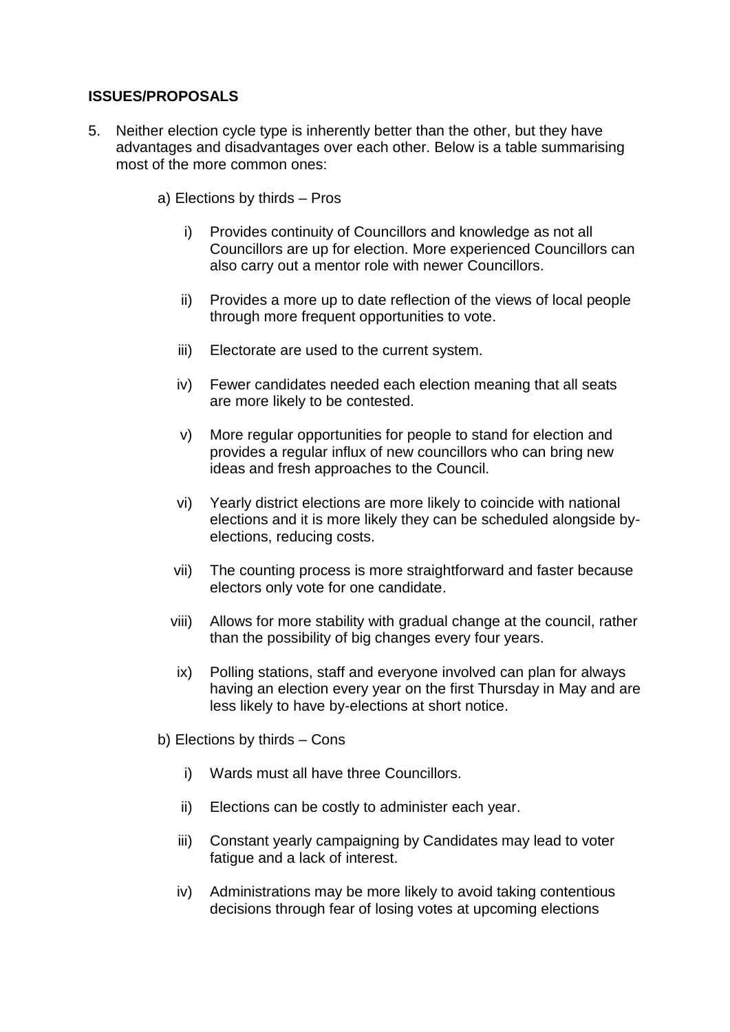**ISSUES/PROPOSALS**

5. Neither election cycle type is inherently better than the other, but they have advantages and disadvantages over each other. Below is a table summarising most of the more common ones:

   a) Elections by thirds – Pros

      i) Provides continuity of Councillors and knowledge as not all Councillors are up for election. More experienced Councillors can also carry out a mentor role with newer Councillors.

      ii) Provides a more up to date reflection of the views of local people through more frequent opportunities to vote.

      iii) Electorate are used to the current system.

      iv) Fewer candidates needed each election meaning that all seats are more likely to be contested.

      v) More regular opportunities for people to stand for election and provides a regular influx of new councillors who can bring new ideas and fresh approaches to the Council.

      vi) Yearly district elections are more likely to coincide with national elections and it is more likely they can be scheduled alongside by-elections, reducing costs.

      vii) The counting process is more straightforward and faster because electors only vote for one candidate.

      viii) Allows for more stability with gradual change at the council, rather than the possibility of big changes every four years.

      ix) Polling stations, staff and everyone involved can plan for always having an election every year on the first Thursday in May and are less likely to have by-elections at short notice.

   b) Elections by thirds – Cons

      i) Wards must all have three Councillors.

      ii) Elections can be costly to administer each year.

      iii) Constant yearly campaigning by Candidates may lead to voter fatigue and a lack of interest.

      iv) Administrations may be more likely to avoid taking contentious decisions through fear of losing votes at upcoming elections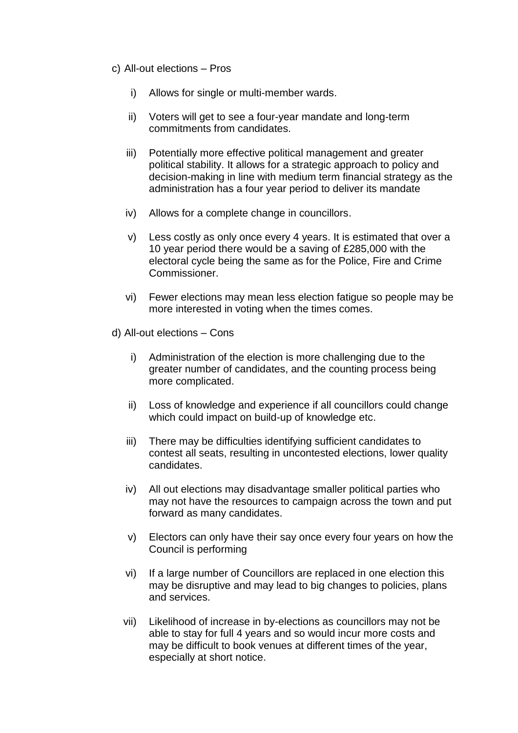c) All-out elections – Pros

   i) Allows for single or multi-member wards.

   ii) Voters will get to see a four-year mandate and long-term commitments from candidates.

   iii) Potentially more effective political management and greater political stability. It allows for a strategic approach to policy and decision-making in line with medium term financial strategy as the administration has a four year period to deliver its mandate

   iv) Allows for a complete change in councillors.

   v) Less costly as only once every 4 years. It is estimated that over a 10 year period there would be a saving of £285,000 with the electoral cycle being the same as for the Police, Fire and Crime Commissioner.

   vi) Fewer elections may mean less election fatigue so people may be more interested in voting when the times comes.

d) All-out elections – Cons

   i) Administration of the election is more challenging due to the greater number of candidates, and the counting process being more complicated.

   ii) Loss of knowledge and experience if all councillors could change which could impact on build-up of knowledge etc.

   iii) There may be difficulties identifying sufficient candidates to contest all seats, resulting in uncontested elections, lower quality candidates.

   iv) All out elections may disadvantage smaller political parties who may not have the resources to campaign across the town and put forward as many candidates.

   v) Electors can only have their say once every four years on how the Council is performing

   vi) If a large number of Councillors are replaced in one election this may be disruptive and may lead to big changes to policies, plans and services.

   vii) Likelihood of increase in by-elections as councillors may not be able to stay for full 4 years and so would incur more costs and may be difficult to book venues at different times of the year, especially at short notice.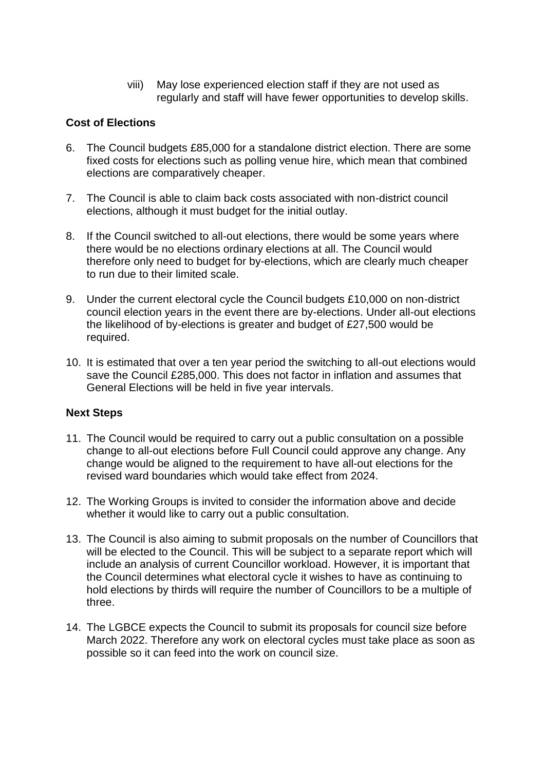viii) May lose experienced election staff if they are not used as regularly and staff will have fewer opportunities to develop skills.

**Cost of Elections**

6. The Council budgets £85,000 for a standalone district election. There are some fixed costs for elections such as polling venue hire, which mean that combined elections are comparatively cheaper.

7. The Council is able to claim back costs associated with non-district council elections, although it must budget for the initial outlay.

8. If the Council switched to all-out elections, there would be some years where there would be no elections ordinary elections at all. The Council would therefore only need to budget for by-elections, which are clearly much cheaper to run due to their limited scale.

9. Under the current electoral cycle the Council budgets £10,000 on non-district council election years in the event there are by-elections. Under all-out elections the likelihood of by-elections is greater and budget of £27,500 would be required.

10. It is estimated that over a ten year period the switching to all-out elections would save the Council £285,000. This does not factor in inflation and assumes that General Elections will be held in five year intervals.

**Next Steps**

11. The Council would be required to carry out a public consultation on a possible change to all-out elections before Full Council could approve any change. Any change would be aligned to the requirement to have all-out elections for the revised ward boundaries which would take effect from 2024.

12. The Working Groups is invited to consider the information above and decide whether it would like to carry out a public consultation.

13. The Council is also aiming to submit proposals on the number of Councillors that will be elected to the Council. This will be subject to a separate report which will include an analysis of current Councillor workload. However, it is important that the Council determines what electoral cycle it wishes to have as continuing to hold elections by thirds will require the number of Councillors to be a multiple of three.

14. The LGBCE expects the Council to submit its proposals for council size before March 2022. Therefore any work on electoral cycles must take place as soon as possible so it can feed into the work on council size.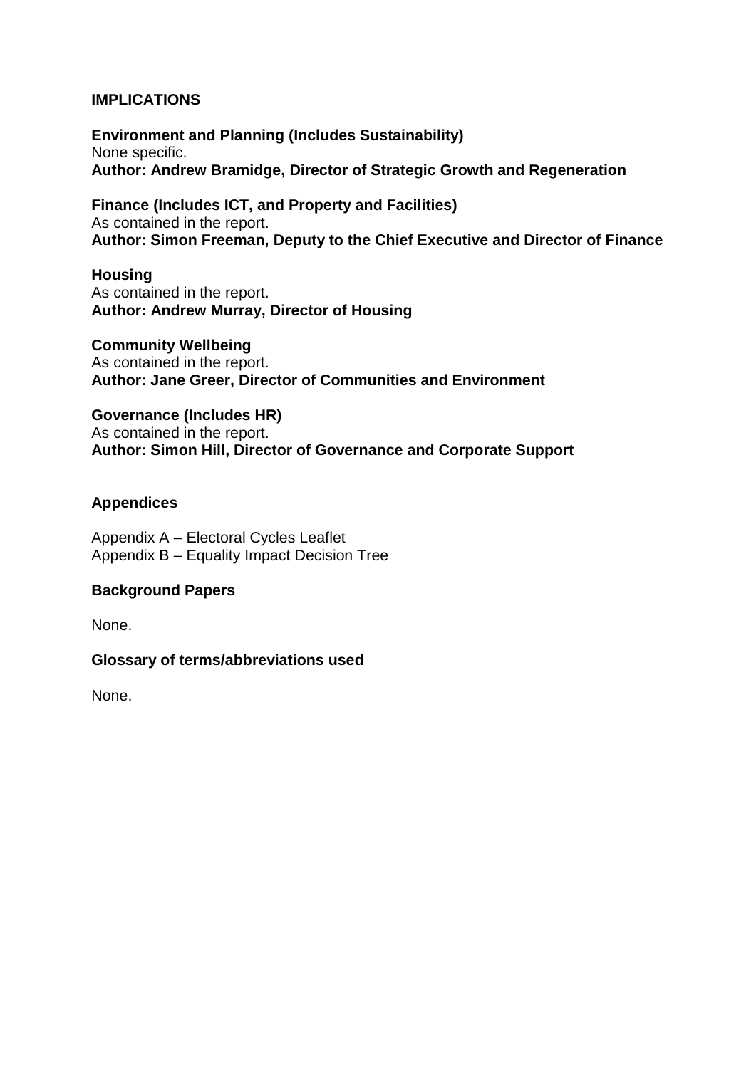**IMPLICATIONS**

**Environment and Planning (Includes Sustainability)**
None specific.
**Author: Andrew Bramidge, Director of Strategic Growth and Regeneration**

**Finance (Includes ICT, and Property and Facilities)**
As contained in the report.
**Author: Simon Freeman, Deputy to the Chief Executive and Director of Finance**

**Housing**
As contained in the report.
**Author: Andrew Murray, Director of Housing**

**Community Wellbeing**
As contained in the report.
**Author: Jane Greer, Director of Communities and Environment**

**Governance (Includes HR)**
As contained in the report.
**Author: Simon Hill, Director of Governance and Corporate Support**

**Appendices**

Appendix A – Electoral Cycles Leaflet
Appendix B – Equality Impact Decision Tree

**Background Papers**

None.

**Glossary of terms/abbreviations used**

None.